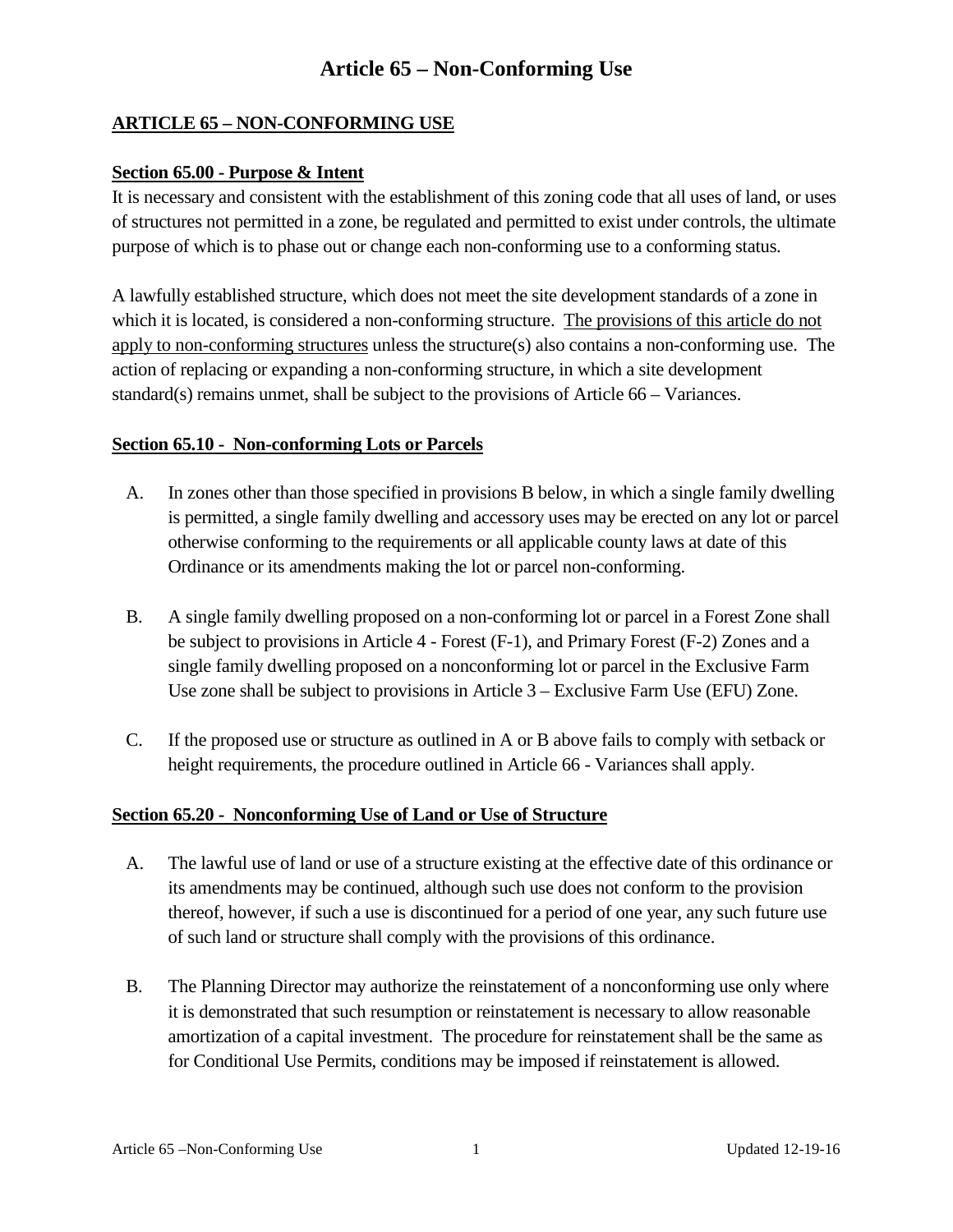# Article 65 – Non-Conforming Use

## ARTICLE 65 – NON-CONFORMING USE

### Section 65.00 - Purpose & Intent

It is necessary and consistent with the establishment of this zoning code that all uses of land, or uses of structures not permitted in a zone, be regulated and permitted to exist under controls, the ultimate purpose of which is to phase out or change each non-conforming use to a conforming status.

A lawfully established structure, which does not meet the site development standards of a zone in which it is located, is considered a non-conforming structure. The provisions of this article do not apply to non-conforming structures unless the structure(s) also contains a non-conforming use. The action of replacing or expanding a non-conforming structure, in which a site development standard(s) remains unmet, shall be subject to the provisions of Article 66 – Variances.

### Section 65.10 - Non-conforming Lots or Parcels

A. In zones other than those specified in provisions B below, in which a single family dwelling is permitted, a single family dwelling and accessory uses may be erected on any lot or parcel otherwise conforming to the requirements or all applicable county laws at date of this Ordinance or its amendments making the lot or parcel non-conforming.

B. A single family dwelling proposed on a non-conforming lot or parcel in a Forest Zone shall be subject to provisions in Article 4 - Forest (F-1), and Primary Forest (F-2) Zones and a single family dwelling proposed on a nonconforming lot or parcel in the Exclusive Farm Use zone shall be subject to provisions in Article 3 – Exclusive Farm Use (EFU) Zone.

C. If the proposed use or structure as outlined in A or B above fails to comply with setback or height requirements, the procedure outlined in Article 66 - Variances shall apply.

### Section 65.20 - Nonconforming Use of Land or Use of Structure

A. The lawful use of land or use of a structure existing at the effective date of this ordinance or its amendments may be continued, although such use does not conform to the provision thereof, however, if such a use is discontinued for a period of one year, any such future use of such land or structure shall comply with the provisions of this ordinance.

B. The Planning Director may authorize the reinstatement of a nonconforming use only where it is demonstrated that such resumption or reinstatement is necessary to allow reasonable amortization of a capital investment. The procedure for reinstatement shall be the same as for Conditional Use Permits, conditions may be imposed if reinstatement is allowed.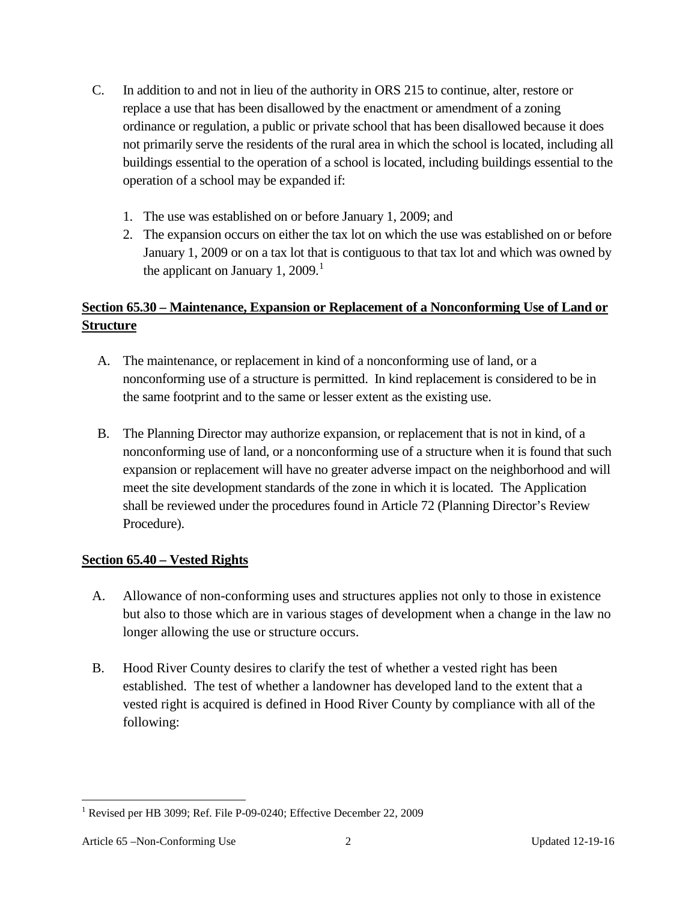C. In addition to and not in lieu of the authority in ORS 215 to continue, alter, restore or replace a use that has been disallowed by the enactment or amendment of a zoning ordinance or regulation, a public or private school that has been disallowed because it does not primarily serve the residents of the rural area in which the school is located, including all buildings essential to the operation of a school is located, including buildings essential to the operation of a school may be expanded if:

   1. The use was established on or before January 1, 2009; and
   2. The expansion occurs on either the tax lot on which the use was established on or before January 1, 2009 or on a tax lot that is contiguous to that tax lot and which was owned by the applicant on January 1, 2009.[1]

**Section 65.30 – Maintenance, Expansion or Replacement of a Nonconforming Use of Land or Structure**

A. The maintenance, or replacement in kind of a nonconforming use of land, or a nonconforming use of a structure is permitted. In kind replacement is considered to be in the same footprint and to the same or lesser extent as the existing use.

B. The Planning Director may authorize expansion, or replacement that is not in kind, of a nonconforming use of land, or a nonconforming use of a structure when it is found that such expansion or replacement will have no greater adverse impact on the neighborhood and will meet the site development standards of the zone in which it is located. The Application shall be reviewed under the procedures found in Article 72 (Planning Director's Review Procedure).

**Section 65.40 – Vested Rights**

A. Allowance of non-conforming uses and structures applies not only to those in existence but also to those which are in various stages of development when a change in the law no longer allowing the use or structure occurs.

B. Hood River County desires to clarify the test of whether a vested right has been established. The test of whether a landowner has developed land to the extent that a vested right is acquired is defined in Hood River County by compliance with all of the following:

[1] Revised per HB 3099; Ref. File P-09-0240; Effective December 22, 2009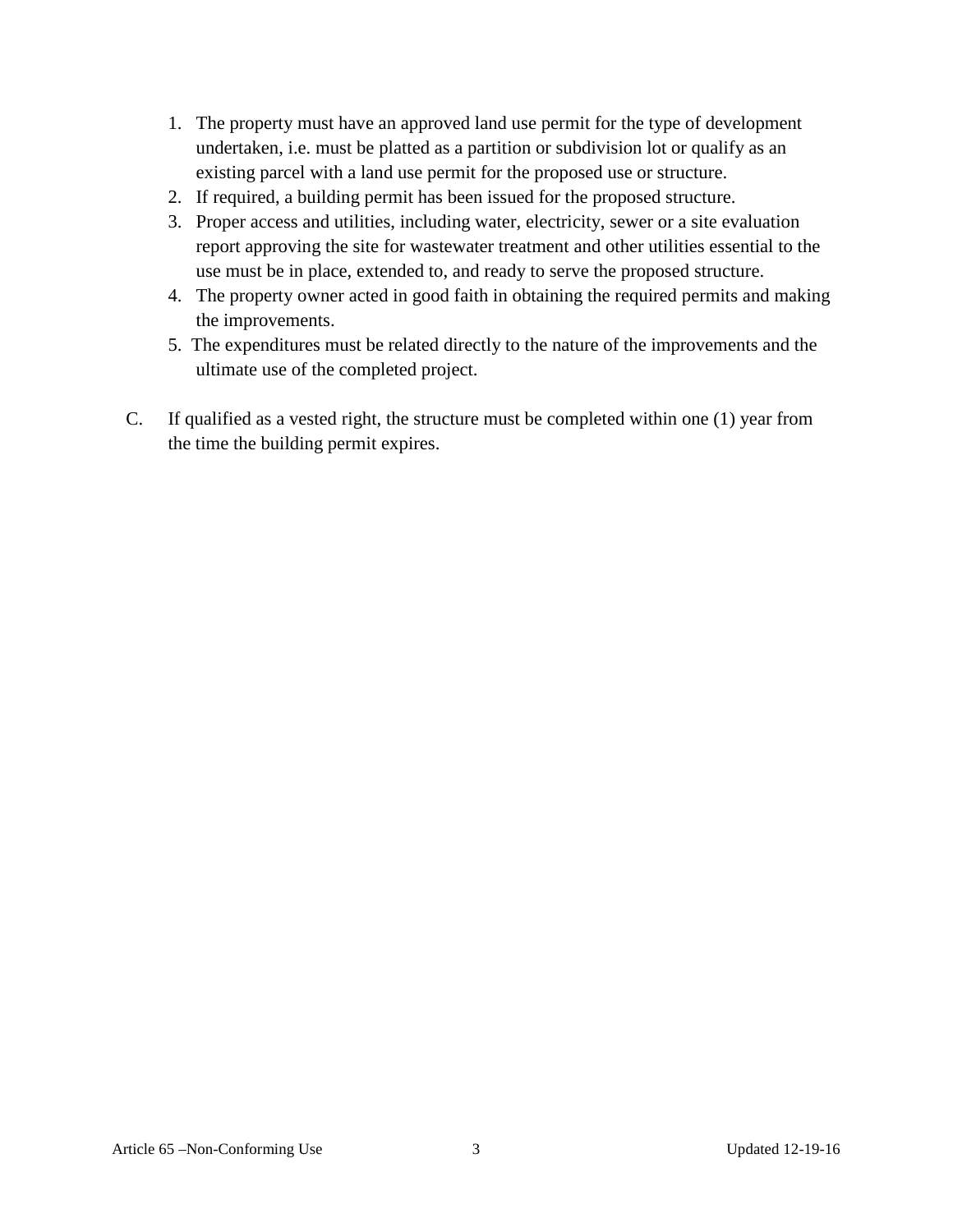1. The property must have an approved land use permit for the type of development undertaken, i.e. must be platted as a partition or subdivision lot or qualify as an existing parcel with a land use permit for the proposed use or structure.
2. If required, a building permit has been issued for the proposed structure.
3. Proper access and utilities, including water, electricity, sewer or a site evaluation report approving the site for wastewater treatment and other utilities essential to the use must be in place, extended to, and ready to serve the proposed structure.
4. The property owner acted in good faith in obtaining the required permits and making the improvements.
5. The expenditures must be related directly to the nature of the improvements and the ultimate use of the completed project.

C. If qualified as a vested right, the structure must be completed within one (1) year from the time the building permit expires.